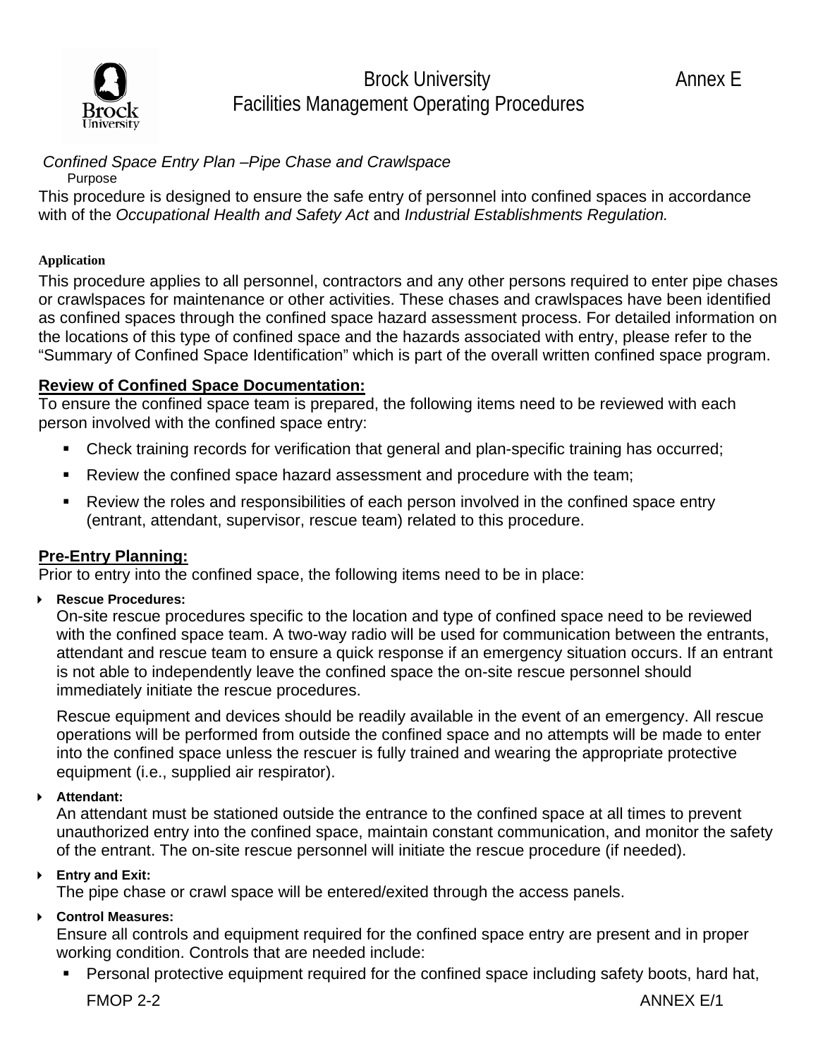# Brock University
## Facilities Management Operating Procedures

Annex E

*Confined Space Entry Plan –Pipe Chase and Crawlspace*

Purpose

This procedure is designed to ensure the safe entry of personnel into confined spaces in accordance with of the *Occupational Health and Safety Act* and *Industrial Establishments Regulation.*

**Application**

This procedure applies to all personnel, contractors and any other persons required to enter pipe chases or crawlspaces for maintenance or other activities. These chases and crawlspaces have been identified as confined spaces through the confined space hazard assessment process. For detailed information on the locations of this type of confined space and the hazards associated with entry, please refer to the "Summary of Confined Space Identification" which is part of the overall written confined space program.

**Review of Confined Space Documentation:**

To ensure the confined space team is prepared, the following items need to be reviewed with each person involved with the confined space entry:

- Check training records for verification that general and plan-specific training has occurred;
- Review the confined space hazard assessment and procedure with the team;
- Review the roles and responsibilities of each person involved in the confined space entry (entrant, attendant, supervisor, rescue team) related to this procedure.

**Pre-Entry Planning:**

Prior to entry into the confined space, the following items need to be in place:

- **Rescue Procedures:**

  On-site rescue procedures specific to the location and type of confined space need to be reviewed with the confined space team. A two-way radio will be used for communication between the entrants, attendant and rescue team to ensure a quick response if an emergency situation occurs. If an entrant is not able to independently leave the confined space the on-site rescue personnel should immediately initiate the rescue procedures.

  Rescue equipment and devices should be readily available in the event of an emergency. All rescue operations will be performed from outside the confined space and no attempts will be made to enter into the confined space unless the rescuer is fully trained and wearing the appropriate protective equipment (i.e., supplied air respirator).

- **Attendant:**

  An attendant must be stationed outside the entrance to the confined space at all times to prevent unauthorized entry into the confined space, maintain constant communication, and monitor the safety of the entrant. The on-site rescue personnel will initiate the rescue procedure (if needed).

- **Entry and Exit:**

  The pipe chase or crawl space will be entered/exited through the access panels.

- **Control Measures:**

  Ensure all controls and equipment required for the confined space entry are present and in proper working condition. Controls that are needed include:

  - Personal protective equipment required for the confined space including safety boots, hard hat,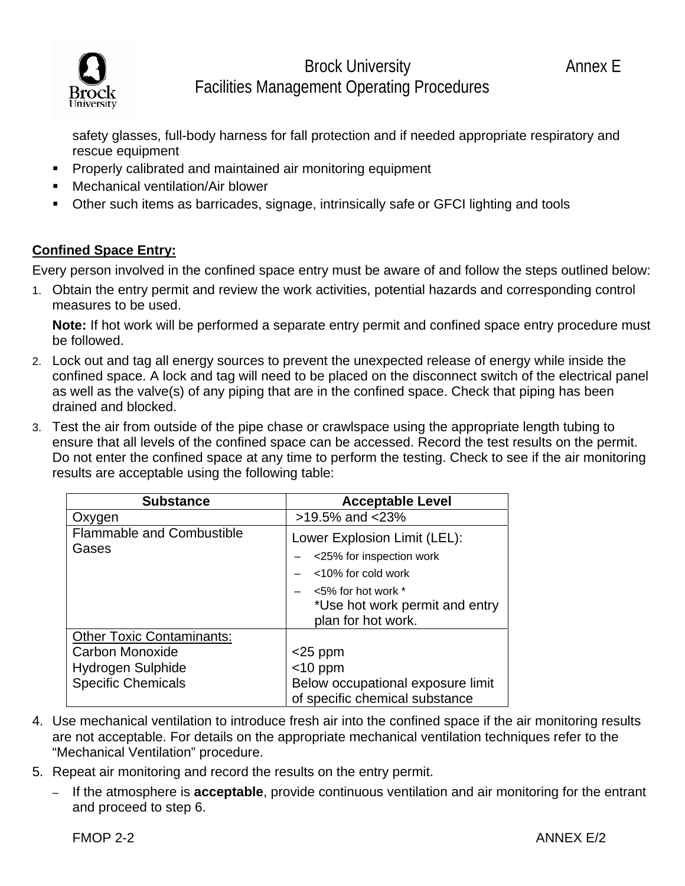safety glasses, full-body harness for fall protection and if needed appropriate respiratory and rescue equipment

- Properly calibrated and maintained air monitoring equipment
- Mechanical ventilation/Air blower
- Other such items as barricades, signage, intrinsically safe or GFCI lighting and tools

**Confined Space Entry:**

Every person involved in the confined space entry must be aware of and follow the steps outlined below:

1. Obtain the entry permit and review the work activities, potential hazards and corresponding control measures to be used.

   **Note:** If hot work will be performed a separate entry permit and confined space entry procedure must be followed.

2. Lock out and tag all energy sources to prevent the unexpected release of energy while inside the confined space. A lock and tag will need to be placed on the disconnect switch of the electrical panel as well as the valve(s) of any piping that are in the confined space. Check that piping has been drained and blocked.

3. Test the air from outside of the pipe chase or crawlspace using the appropriate length tubing to ensure that all levels of the confined space can be accessed. Record the test results on the permit. Do not enter the confined space at any time to perform the testing. Check to see if the air monitoring results are acceptable using the following table:

| Substance | Acceptable Level |
| --- | --- |
| Oxygen | >19.5% and <23% |
| Flammable and Combustible Gases | Lower Explosion Limit (LEL):<br>– <25% for inspection work<br>– <10% for cold work<br>– <5% for hot work *<br>*Use hot work permit and entry plan for hot work. |
| Other Toxic Contaminants: | |
| Carbon Monoxide | <25 ppm |
| Hydrogen Sulphide | <10 ppm |
| Specific Chemicals | Below occupational exposure limit of specific chemical substance |

4. Use mechanical ventilation to introduce fresh air into the confined space if the air monitoring results are not acceptable. For details on the appropriate mechanical ventilation techniques refer to the "Mechanical Ventilation" procedure.

5. Repeat air monitoring and record the results on the entry permit.
   - If the atmosphere is **acceptable**, provide continuous ventilation and air monitoring for the entrant and proceed to step 6.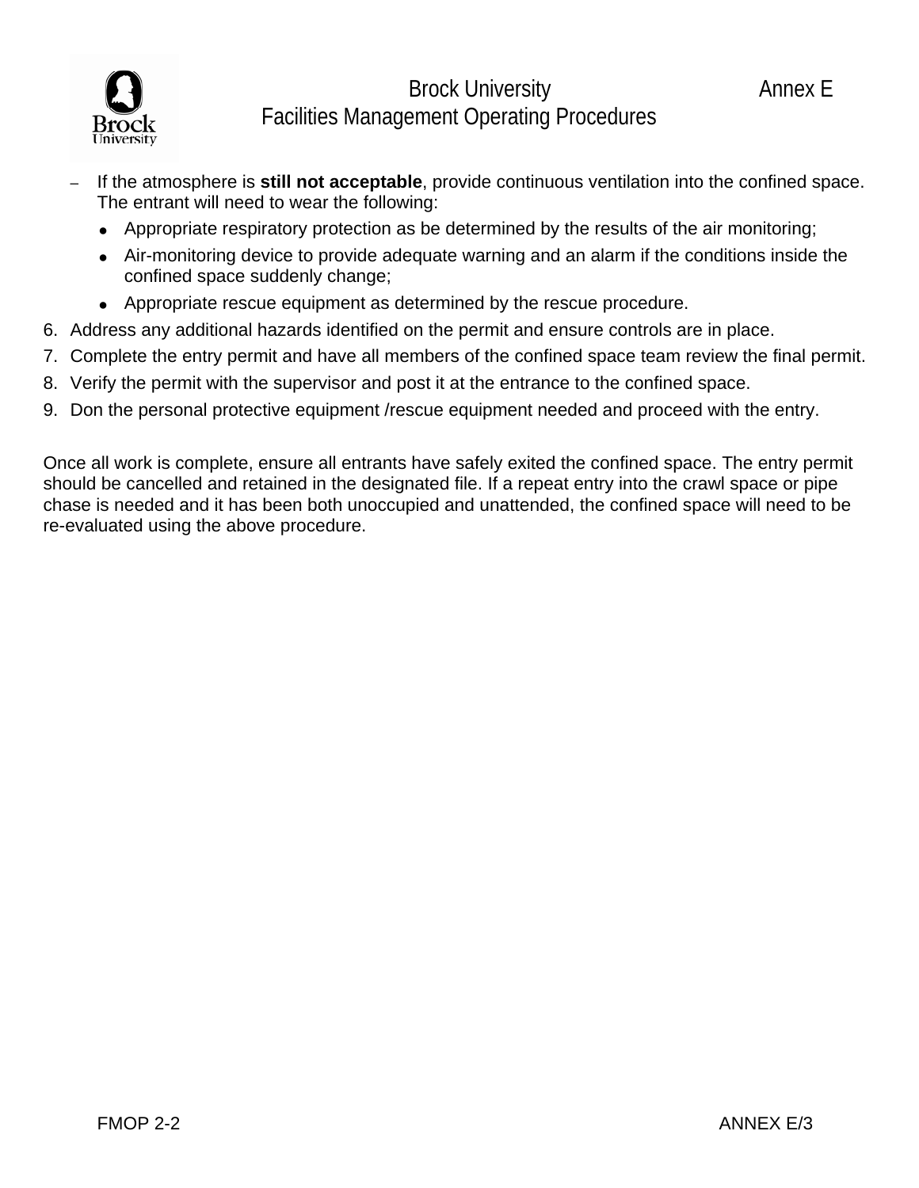- If the atmosphere is **still not acceptable**, provide continuous ventilation into the confined space. The entrant will need to wear the following:
  - Appropriate respiratory protection as be determined by the results of the air monitoring;
  - Air-monitoring device to provide adequate warning and an alarm if the conditions inside the confined space suddenly change;
  - Appropriate rescue equipment as determined by the rescue procedure.

6. Address any additional hazards identified on the permit and ensure controls are in place.
7. Complete the entry permit and have all members of the confined space team review the final permit.
8. Verify the permit with the supervisor and post it at the entrance to the confined space.
9. Don the personal protective equipment /rescue equipment needed and proceed with the entry.

Once all work is complete, ensure all entrants have safely exited the confined space. The entry permit should be cancelled and retained in the designated file. If a repeat entry into the crawl space or pipe chase is needed and it has been both unoccupied and unattended, the confined space will need to be re-evaluated using the above procedure.